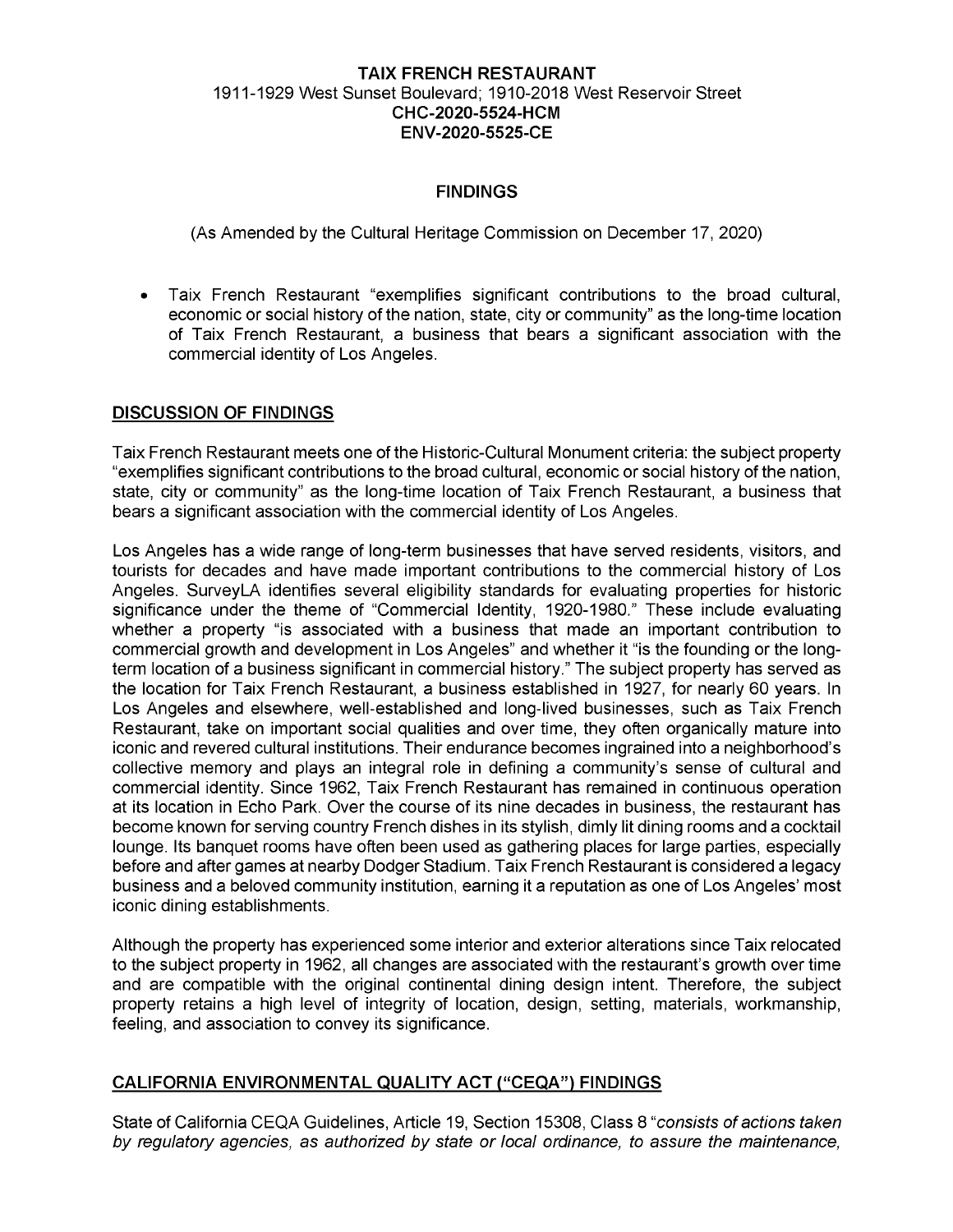**TAIX FRENCH RESTAURANT**
1911-1929 West Sunset Boulevard; 1910-2018 West Reservoir Street
**CHC-2020-5524-HCM**
**ENV-2020-5525-CE**

**FINDINGS**

(As Amended by the Cultural Heritage Commission on December 17, 2020)

- Taix French Restaurant "exemplifies significant contributions to the broad cultural, economic or social history of the nation, state, city or community" as the long-time location of Taix French Restaurant, a business that bears a significant association with the commercial identity of Los Angeles.

## DISCUSSION OF FINDINGS

Taix French Restaurant meets one of the Historic-Cultural Monument criteria: the subject property "exemplifies significant contributions to the broad cultural, economic or social history of the nation, state, city or community" as the long-time location of Taix French Restaurant, a business that bears a significant association with the commercial identity of Los Angeles.

Los Angeles has a wide range of long-term businesses that have served residents, visitors, and tourists for decades and have made important contributions to the commercial history of Los Angeles. SurveyLA identifies several eligibility standards for evaluating properties for historic significance under the theme of "Commercial Identity, 1920-1980." These include evaluating whether a property "is associated with a business that made an important contribution to commercial growth and development in Los Angeles" and whether it "is the founding or the long-term location of a business significant in commercial history." The subject property has served as the location for Taix French Restaurant, a business established in 1927, for nearly 60 years. In Los Angeles and elsewhere, well-established and long-lived businesses, such as Taix French Restaurant, take on important social qualities and over time, they often organically mature into iconic and revered cultural institutions. Their endurance becomes ingrained into a neighborhood's collective memory and plays an integral role in defining a community's sense of cultural and commercial identity. Since 1962, Taix French Restaurant has remained in continuous operation at its location in Echo Park. Over the course of its nine decades in business, the restaurant has become known for serving country French dishes in its stylish, dimly lit dining rooms and a cocktail lounge. Its banquet rooms have often been used as gathering places for large parties, especially before and after games at nearby Dodger Stadium. Taix French Restaurant is considered a legacy business and a beloved community institution, earning it a reputation as one of Los Angeles' most iconic dining establishments.

Although the property has experienced some interior and exterior alterations since Taix relocated to the subject property in 1962, all changes are associated with the restaurant's growth over time and are compatible with the original continental dining design intent. Therefore, the subject property retains a high level of integrity of location, design, setting, materials, workmanship, feeling, and association to convey its significance.

## CALIFORNIA ENVIRONMENTAL QUALITY ACT ("CEQA") FINDINGS

State of California CEQA Guidelines, Article 19, Section 15308, Class 8 "*consists of actions taken by regulatory agencies, as authorized by state or local ordinance, to assure the maintenance,*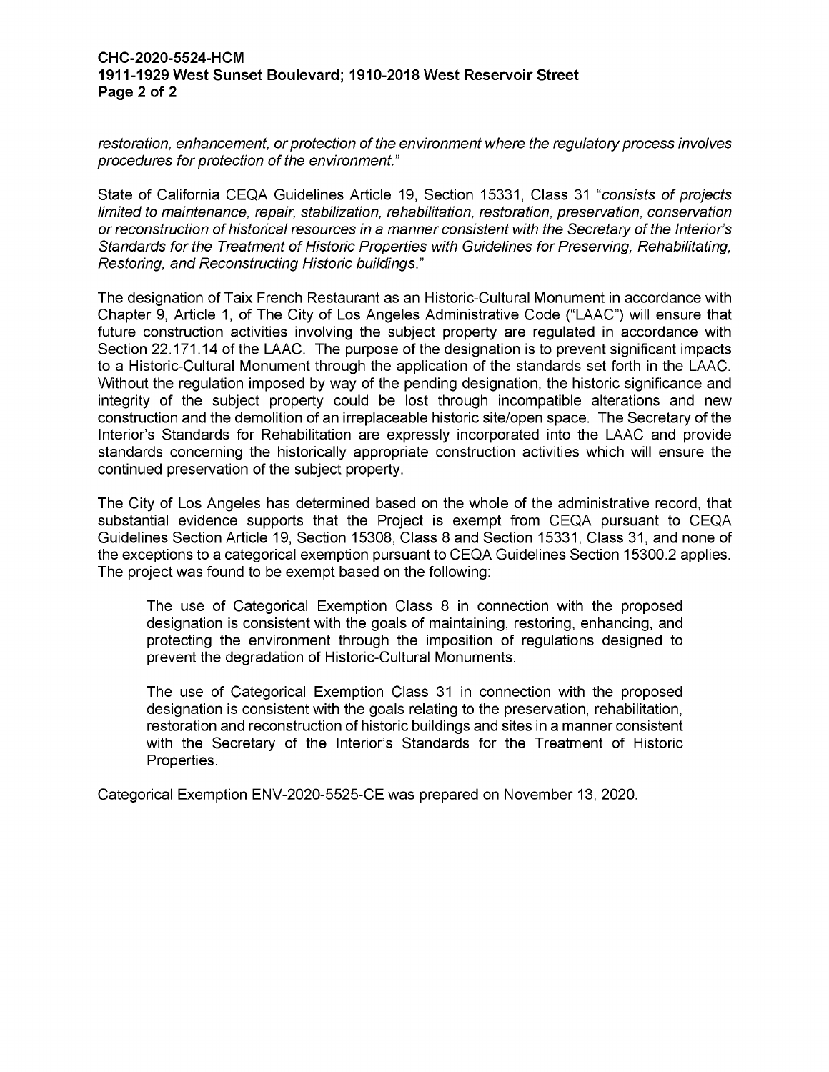*restoration, enhancement, or protection of the environment where the regulatory process involves procedures for protection of the environment.*"

State of California CEQA Guidelines Article 19, Section 15331, Class 31 "*consists of projects limited to maintenance, repair, stabilization, rehabilitation, restoration, preservation, conservation or reconstruction of historical resources in a manner consistent with the Secretary of the Interior's Standards for the Treatment of Historic Properties with Guidelines for Preserving, Rehabilitating, Restoring, and Reconstructing Historic buildings.*"

The designation of Taix French Restaurant as an Historic-Cultural Monument in accordance with Chapter 9, Article 1, of The City of Los Angeles Administrative Code ("LAAC") will ensure that future construction activities involving the subject property are regulated in accordance with Section 22.171.14 of the LAAC. The purpose of the designation is to prevent significant impacts to a Historic-Cultural Monument through the application of the standards set forth in the LAAC. Without the regulation imposed by way of the pending designation, the historic significance and integrity of the subject property could be lost through incompatible alterations and new construction and the demolition of an irreplaceable historic site/open space. The Secretary of the Interior's Standards for Rehabilitation are expressly incorporated into the LAAC and provide standards concerning the historically appropriate construction activities which will ensure the continued preservation of the subject property.

The City of Los Angeles has determined based on the whole of the administrative record, that substantial evidence supports that the Project is exempt from CEQA pursuant to CEQA Guidelines Section Article 19, Section 15308, Class 8 and Section 15331, Class 31, and none of the exceptions to a categorical exemption pursuant to CEQA Guidelines Section 15300.2 applies. The project was found to be exempt based on the following:

> The use of Categorical Exemption Class 8 in connection with the proposed designation is consistent with the goals of maintaining, restoring, enhancing, and protecting the environment through the imposition of regulations designed to prevent the degradation of Historic-Cultural Monuments.
>
> The use of Categorical Exemption Class 31 in connection with the proposed designation is consistent with the goals relating to the preservation, rehabilitation, restoration and reconstruction of historic buildings and sites in a manner consistent with the Secretary of the Interior's Standards for the Treatment of Historic Properties.

Categorical Exemption ENV-2020-5525-CE was prepared on November 13, 2020.